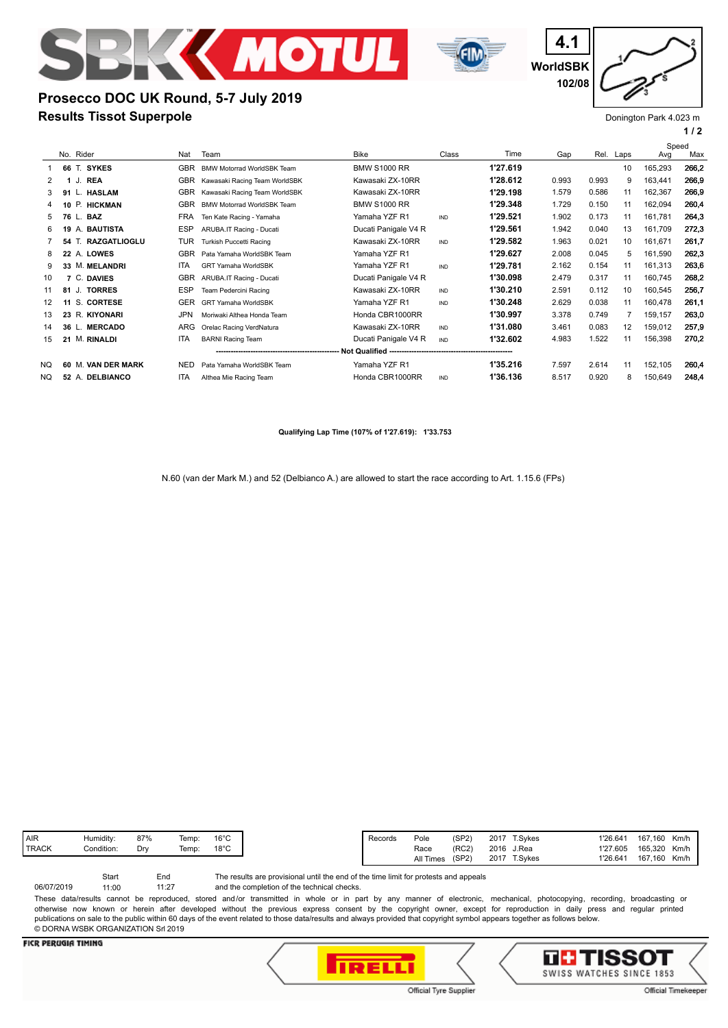4.1
WorldSBK
102/08

# Prosecco DOC UK Round, 5-7 July 2019
## Results Tissot Superpole

Donington Park 4.023 m

| | No. | Rider | Nat | Team | Bike | Class | Time | Gap | Rel. | Laps | Speed Avg | Speed Max |
|---|---|---|---|---|---|---|---|---|---|---|---|---|
| 1 | 66 | T. **SYKES** | GBR | BMW Motorrad WorldSBK Team | BMW S1000 RR | | **1'27.619** | | | 10 | 165,293 | **266,2** |
| 2 | 1 | J. **REA** | GBR | Kawasaki Racing Team WorldSBK | Kawasaki ZX-10RR | | **1'28.612** | 0.993 | 0.993 | 9 | 163,441 | **266,9** |
| 3 | 91 | L. **HASLAM** | GBR | Kawasaki Racing Team WorldSBK | Kawasaki ZX-10RR | | **1'29.198** | 1.579 | 0.586 | 11 | 162,367 | **266,9** |
| 4 | 10 | P. **HICKMAN** | GBR | BMW Motorrad WorldSBK Team | BMW S1000 RR | | **1'29.348** | 1.729 | 0.150 | 11 | 162,094 | **260,4** |
| 5 | 76 | L. **BAZ** | FRA | Ten Kate Racing - Yamaha | Yamaha YZF R1 | IND | **1'29.521** | 1.902 | 0.173 | 11 | 161,781 | **264,3** |
| 6 | 19 | A. **BAUTISTA** | ESP | ARUBA.IT Racing - Ducati | Ducati Panigale V4 R | | **1'29.561** | 1.942 | 0.040 | 13 | 161,709 | **272,3** |
| 7 | 54 | T. **RAZGATLIOGLU** | TUR | Turkish Puccetti Racing | Kawasaki ZX-10RR | IND | **1'29.582** | 1.963 | 0.021 | 10 | 161,671 | **261,7** |
| 8 | 22 | A. **LOWES** | GBR | Pata Yamaha WorldSBK Team | Yamaha YZF R1 | | **1'29.627** | 2.008 | 0.045 | 5 | 161,590 | **262,3** |
| 9 | 33 | M. **MELANDRI** | ITA | GRT Yamaha WorldSBK | Yamaha YZF R1 | IND | **1'29.781** | 2.162 | 0.154 | 11 | 161,313 | **263,6** |
| 10 | 7 | C. **DAVIES** | GBR | ARUBA.IT Racing - Ducati | Ducati Panigale V4 R | | **1'30.098** | 2.479 | 0.317 | 11 | 160,745 | **268,2** |
| 11 | 81 | J. **TORRES** | ESP | Team Pedercini Racing | Kawasaki ZX-10RR | IND | **1'30.210** | 2.591 | 0.112 | 10 | 160,545 | **256,7** |
| 12 | 11 | S. **CORTESE** | GER | GRT Yamaha WorldSBK | Yamaha YZF R1 | IND | **1'30.248** | 2.629 | 0.038 | 11 | 160,478 | **261,1** |
| 13 | 23 | R. **KIYONARI** | JPN | Moriwaki Althea Honda Team | Honda CBR1000RR | | **1'30.997** | 3.378 | 0.749 | 7 | 159,157 | **263,0** |
| 14 | 36 | L. **MERCADO** | ARG | Orelac Racing VerdNatura | Kawasaki ZX-10RR | IND | **1'31.080** | 3.461 | 0.083 | 12 | 159,012 | **257,9** |
| 15 | 21 | M. **RINALDI** | ITA | BARNI Racing Team | Ducati Panigale V4 R | IND | **1'32.602** | 4.983 | 1.522 | 11 | 156,398 | **270,2** |
| | | **Not Qualified** | | | | | | | | | | |
| NQ | 60 | M. **VAN DER MARK** | NED | Pata Yamaha WorldSBK Team | Yamaha YZF R1 | | **1'35.216** | 7.597 | 2.614 | 11 | 152,105 | **260,4** |
| NQ | 52 | A. **DELBIANCO** | ITA | Althea Mie Racing Team | Honda CBR1000RR | IND | **1'36.136** | 8.517 | 0.920 | 8 | 150,649 | **248,4** |

**Qualifying Lap Time (107% of 1'27.619): 1'33.753**

N.60 (van der Mark M.) and 52 (Delbianco A.) are allowed to start the race according to Art. 1.15.6 (FPs)

| AIR | Humidity: | 87% | Temp: | 16°C |
|---|---|---|---|---|
| TRACK | Condition: | Dry | Temp: | 18°C |

| Records | | | | | | |
|---|---|---|---|---|---|---|
| Pole | (SP2) | 2017 | T.Sykes | 1'26.641 | 167,160 | Km/h |
| Race | (RC2) | 2016 | J.Rea | 1'27.605 | 165,320 | Km/h |
| All Times | (SP2) | 2017 | T.Sykes | 1'26.641 | 167,160 | Km/h |

| | Start | End |
|---|---|---|
| 06/07/2019 | 11:00 | 11:27 |

The results are provisional until the end of the time limit for protests and appeals and the completion of the technical checks.

These data/results cannot be reproduced, stored and/or transmitted in whole or in part by any manner of electronic, mechanical, photocopying, recording, broadcasting or otherwise now known or herein after developed without the previous express consent by the copyright owner, except for reproduction in daily press and regular printed publications on sale to the public within 60 days of the event related to those data/results and always provided that copyright symbol appears together as follows below.
© DORNA WSBK ORGANIZATION Srl 2019

FICR PERUGIA TIMING

Official Tyre Supplier — PIRELLI

TISSOT SWISS WATCHES SINCE 1853 — Official Timekeeper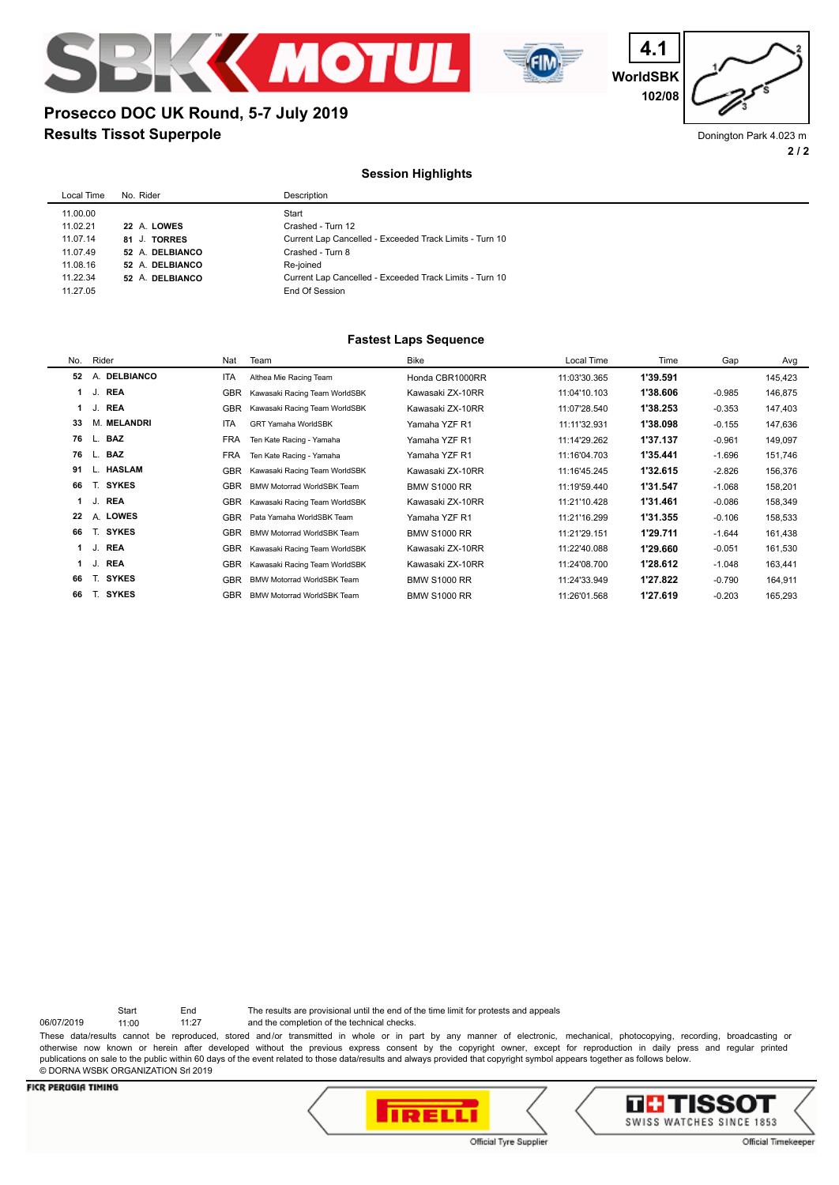## Prosecco DOC UK Round, 5-7 July 2019
## Results Tissot Superpole

4.1
WorldSBK
102/08

Donington Park 4.023 m

### Session Highlights

| Local Time | No. Rider | Description |
|---|---|---|
| 11.00.00 | | Start |
| 11.02.21 | **22** A. **LOWES** | Crashed - Turn 12 |
| 11.07.14 | **81** J. **TORRES** | Current Lap Cancelled - Exceeded Track Limits - Turn 10 |
| 11.07.49 | **52** A. **DELBIANCO** | Crashed - Turn 8 |
| 11.08.16 | **52** A. **DELBIANCO** | Re-joined |
| 11.22.34 | **52** A. **DELBIANCO** | Current Lap Cancelled - Exceeded Track Limits - Turn 10 |
| 11.27.05 | | End Of Session |

### Fastest Laps Sequence

| No. | Rider | Nat | Team | Bike | Local Time | Time | Gap | Avg |
|---|---|---|---|---|---|---|---|---|
| **52** | A. **DELBIANCO** | ITA | Althea Mie Racing Team | Honda CBR1000RR | 11:03'30.365 | **1'39.591** | | 145,423 |
| **1** | J. **REA** | GBR | Kawasaki Racing Team WorldSBK | Kawasaki ZX-10RR | 11:04'10.103 | **1'38.606** | -0.985 | 146,875 |
| **1** | J. **REA** | GBR | Kawasaki Racing Team WorldSBK | Kawasaki ZX-10RR | 11:07'28.540 | **1'38.253** | -0.353 | 147,403 |
| **33** | M. **MELANDRI** | ITA | GRT Yamaha WorldSBK | Yamaha YZF R1 | 11:11'32.931 | **1'38.098** | -0.155 | 147,636 |
| **76** | L. **BAZ** | FRA | Ten Kate Racing - Yamaha | Yamaha YZF R1 | 11:14'29.262 | **1'37.137** | -0.961 | 149,097 |
| **76** | L. **BAZ** | FRA | Ten Kate Racing - Yamaha | Yamaha YZF R1 | 11:16'04.703 | **1'35.441** | -1.696 | 151,746 |
| **91** | L. **HASLAM** | GBR | Kawasaki Racing Team WorldSBK | Kawasaki ZX-10RR | 11:16'45.245 | **1'32.615** | -2.826 | 156,376 |
| **66** | T. **SYKES** | GBR | BMW Motorrad WorldSBK Team | BMW S1000 RR | 11:19'59.440 | **1'31.547** | -1.068 | 158,201 |
| **1** | J. **REA** | GBR | Kawasaki Racing Team WorldSBK | Kawasaki ZX-10RR | 11:21'10.428 | **1'31.461** | -0.086 | 158,349 |
| **22** | A. **LOWES** | GBR | Pata Yamaha WorldSBK Team | Yamaha YZF R1 | 11:21'16.299 | **1'31.355** | -0.106 | 158,533 |
| **66** | T. **SYKES** | GBR | BMW Motorrad WorldSBK Team | BMW S1000 RR | 11:21'29.151 | **1'29.711** | -1.644 | 161,438 |
| **1** | J. **REA** | GBR | Kawasaki Racing Team WorldSBK | Kawasaki ZX-10RR | 11:22'40.088 | **1'29.660** | -0.051 | 161,530 |
| **1** | J. **REA** | GBR | Kawasaki Racing Team WorldSBK | Kawasaki ZX-10RR | 11:24'08.700 | **1'28.612** | -1.048 | 163,441 |
| **66** | T. **SYKES** | GBR | BMW Motorrad WorldSBK Team | BMW S1000 RR | 11:24'33.949 | **1'27.822** | -0.790 | 164,911 |
| **66** | T. **SYKES** | GBR | BMW Motorrad WorldSBK Team | BMW S1000 RR | 11:26'01.568 | **1'27.619** | -0.203 | 165,293 |

| | Start | End |
|---|---|---|
| 06/07/2019 | 11:00 | 11:27 |

The results are provisional until the end of the time limit for protests and appeals and the completion of the technical checks.

These data/results cannot be reproduced, stored and/or transmitted in whole or in part by any manner of electronic, mechanical, photocopying, recording, broadcasting or otherwise now known or herein after developed without the previous express consent by the copyright owner, except for reproduction in daily press and regular printed publications on sale to the public within 60 days of the event related to those data/results and always provided that copyright symbol appears together as follows below.
© DORNA WSBK ORGANIZATION Srl 2019

FICR PERUGIA TIMING

Official Tyre Supplier

TISSOT SWISS WATCHES SINCE 1853 — Official Timekeeper